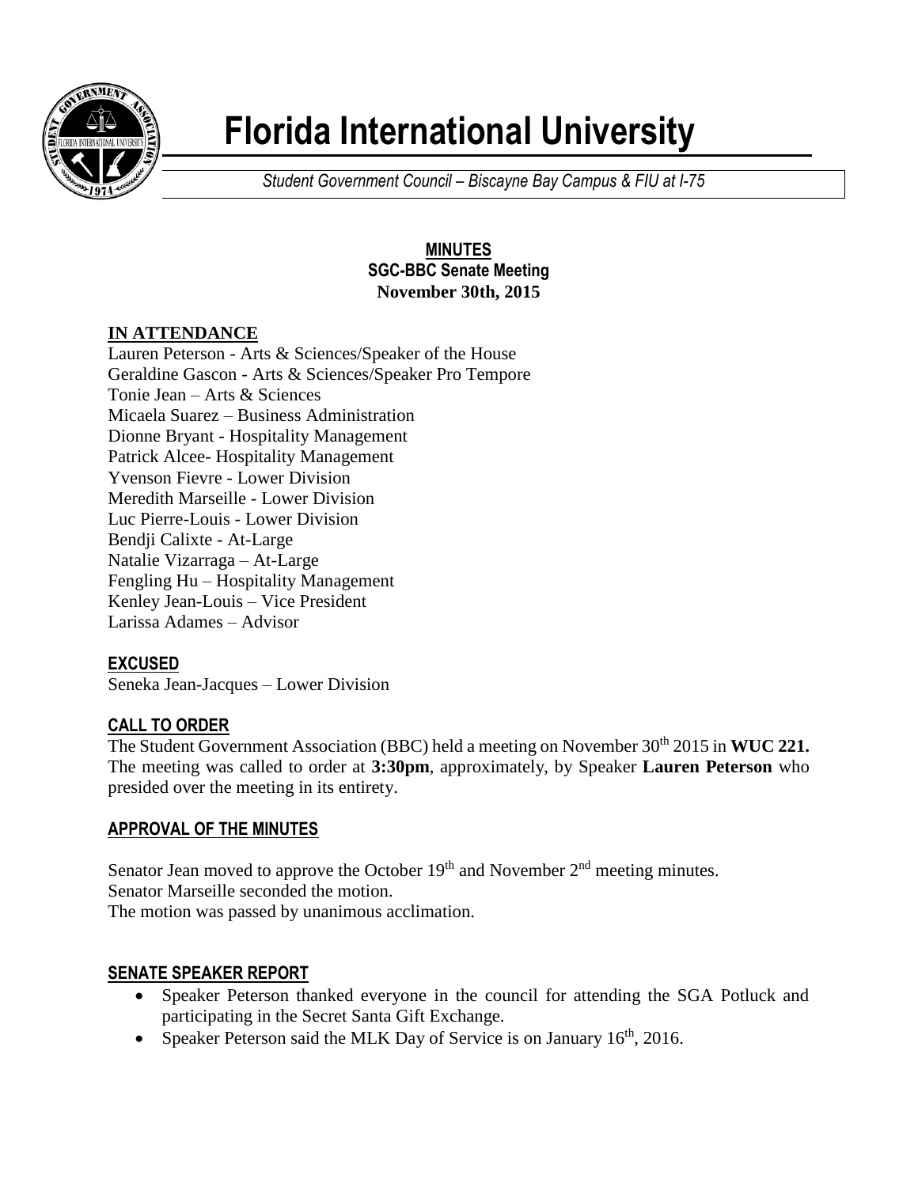# Florida International University

*Student Government Council – Biscayne Bay Campus & FIU at I-75*

**MINUTES**
**SGC-BBC Senate Meeting**
**November 30th, 2015**

## IN ATTENDANCE

Lauren Peterson - Arts & Sciences/Speaker of the House
Geraldine Gascon - Arts & Sciences/Speaker Pro Tempore
Tonie Jean – Arts & Sciences
Micaela Suarez – Business Administration
Dionne Bryant - Hospitality Management
Patrick Alcee- Hospitality Management
Yvenson Fievre - Lower Division
Meredith Marseille - Lower Division
Luc Pierre-Louis - Lower Division
Bendji Calixte - At-Large
Natalie Vizarraga – At-Large
Fengling Hu – Hospitality Management
Kenley Jean-Louis – Vice President
Larissa Adames – Advisor

## EXCUSED

Seneka Jean-Jacques – Lower Division

## CALL TO ORDER

The Student Government Association (BBC) held a meeting on November 30th 2015 in **WUC 221.** The meeting was called to order at **3:30pm**, approximately, by Speaker **Lauren Peterson** who presided over the meeting in its entirety.

## APPROVAL OF THE MINUTES

Senator Jean moved to approve the October 19th and November 2nd meeting minutes.
Senator Marseille seconded the motion.
The motion was passed by unanimous acclimation.

## SENATE SPEAKER REPORT

- Speaker Peterson thanked everyone in the council for attending the SGA Potluck and participating in the Secret Santa Gift Exchange.
- Speaker Peterson said the MLK Day of Service is on January 16th, 2016.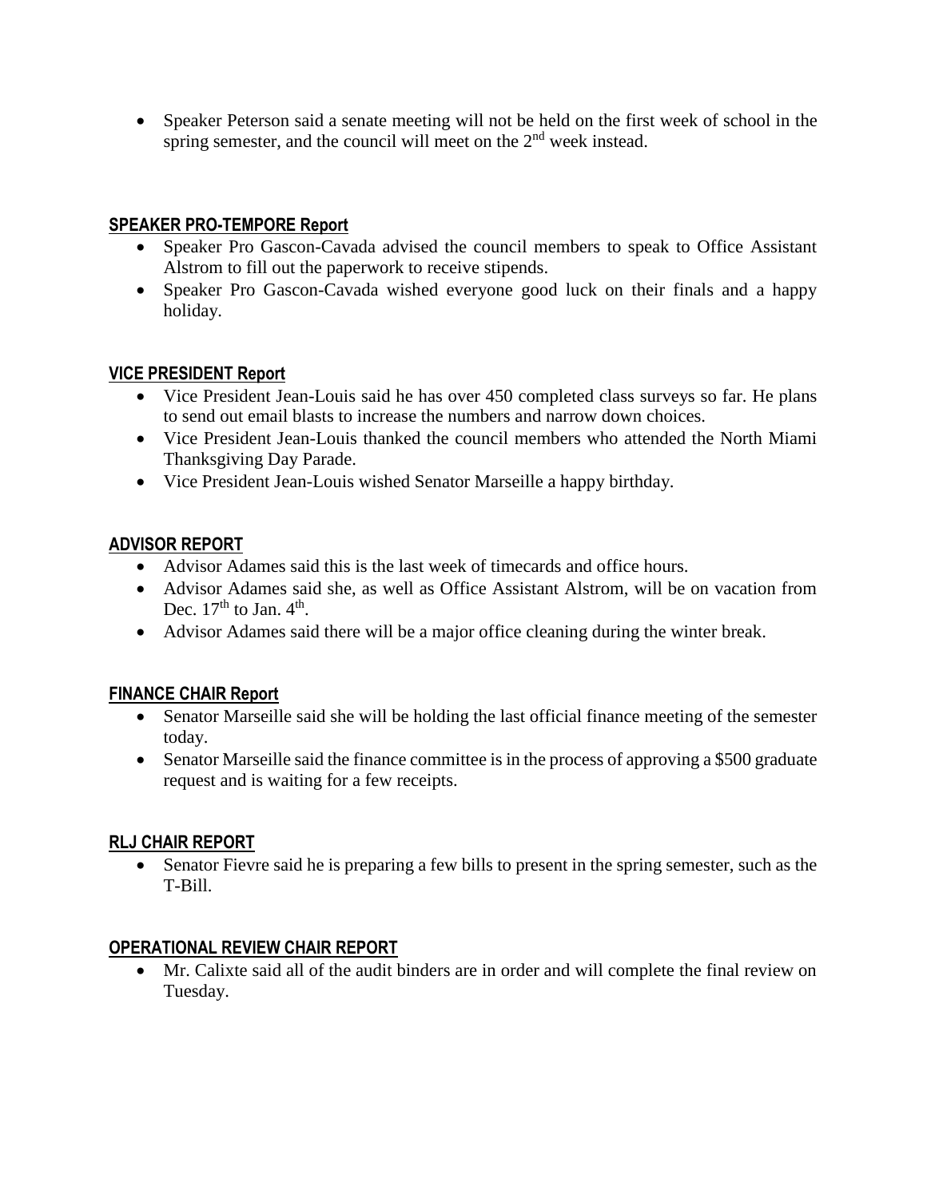- Speaker Peterson said a senate meeting will not be held on the first week of school in the spring semester, and the council will meet on the 2nd week instead.

## SPEAKER PRO-TEMPORE Report

- Speaker Pro Gascon-Cavada advised the council members to speak to Office Assistant Alstrom to fill out the paperwork to receive stipends.
- Speaker Pro Gascon-Cavada wished everyone good luck on their finals and a happy holiday.

## VICE PRESIDENT Report

- Vice President Jean-Louis said he has over 450 completed class surveys so far. He plans to send out email blasts to increase the numbers and narrow down choices.
- Vice President Jean-Louis thanked the council members who attended the North Miami Thanksgiving Day Parade.
- Vice President Jean-Louis wished Senator Marseille a happy birthday.

## ADVISOR REPORT

- Advisor Adames said this is the last week of timecards and office hours.
- Advisor Adames said she, as well as Office Assistant Alstrom, will be on vacation from Dec. 17th to Jan. 4th.
- Advisor Adames said there will be a major office cleaning during the winter break.

## FINANCE CHAIR Report

- Senator Marseille said she will be holding the last official finance meeting of the semester today.
- Senator Marseille said the finance committee is in the process of approving a $500 graduate request and is waiting for a few receipts.

## RLJ CHAIR REPORT

- Senator Fievre said he is preparing a few bills to present in the spring semester, such as the T-Bill.

## OPERATIONAL REVIEW CHAIR REPORT

- Mr. Calixte said all of the audit binders are in order and will complete the final review on Tuesday.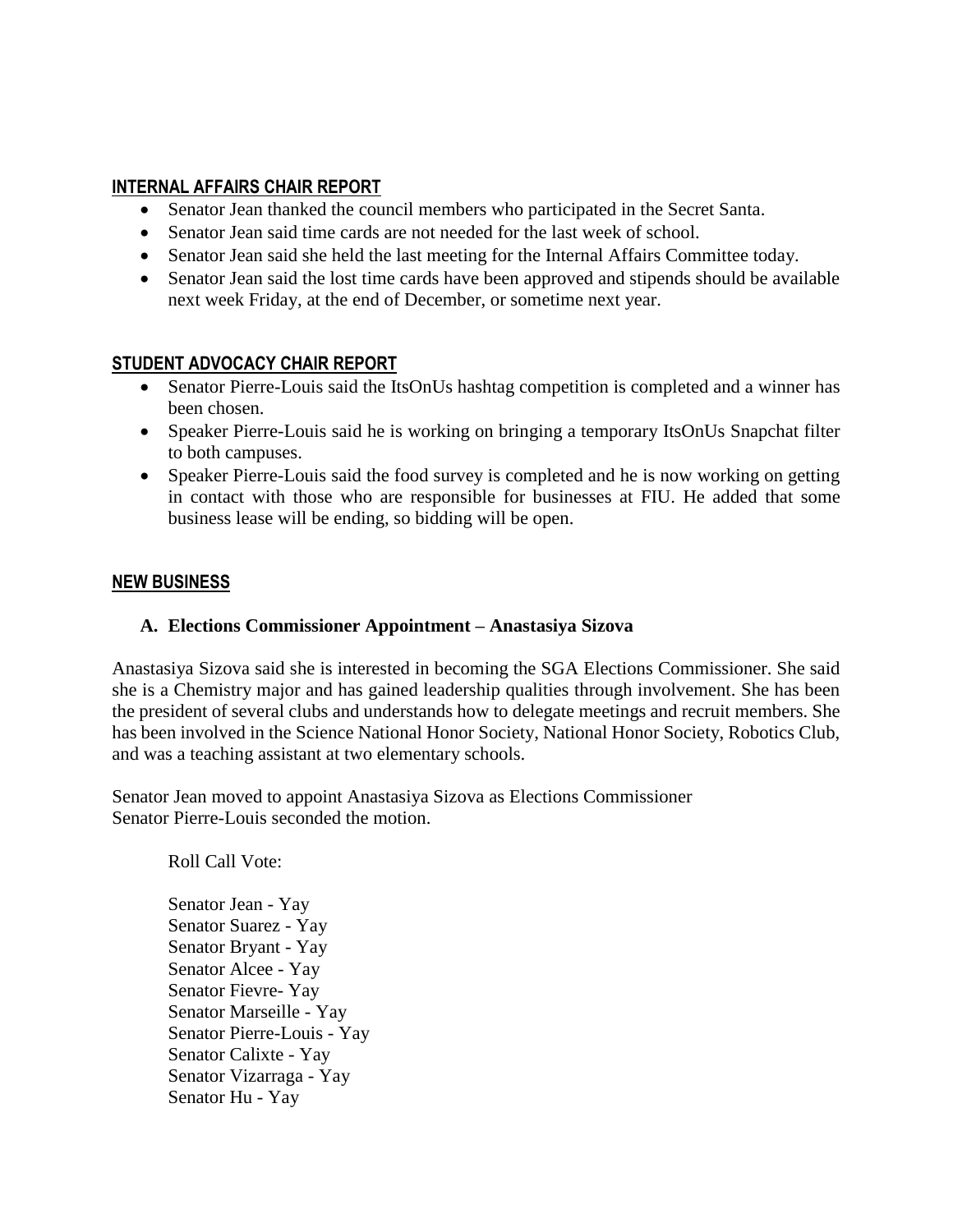## INTERNAL AFFAIRS CHAIR REPORT

- Senator Jean thanked the council members who participated in the Secret Santa.
- Senator Jean said time cards are not needed for the last week of school.
- Senator Jean said she held the last meeting for the Internal Affairs Committee today.
- Senator Jean said the lost time cards have been approved and stipends should be available next week Friday, at the end of December, or sometime next year.

## STUDENT ADVOCACY CHAIR REPORT

- Senator Pierre-Louis said the ItsOnUs hashtag competition is completed and a winner has been chosen.
- Speaker Pierre-Louis said he is working on bringing a temporary ItsOnUs Snapchat filter to both campuses.
- Speaker Pierre-Louis said the food survey is completed and he is now working on getting in contact with those who are responsible for businesses at FIU. He added that some business lease will be ending, so bidding will be open.

## NEW BUSINESS

### A. Elections Commissioner Appointment – Anastasiya Sizova

Anastasiya Sizova said she is interested in becoming the SGA Elections Commissioner. She said she is a Chemistry major and has gained leadership qualities through involvement. She has been the president of several clubs and understands how to delegate meetings and recruit members. She has been involved in the Science National Honor Society, National Honor Society, Robotics Club, and was a teaching assistant at two elementary schools.

Senator Jean moved to appoint Anastasiya Sizova as Elections Commissioner
Senator Pierre-Louis seconded the motion.

Roll Call Vote:

Senator Jean - Yay
Senator Suarez - Yay
Senator Bryant - Yay
Senator Alcee - Yay
Senator Fievre- Yay
Senator Marseille - Yay
Senator Pierre-Louis - Yay
Senator Calixte - Yay
Senator Vizarraga - Yay
Senator Hu - Yay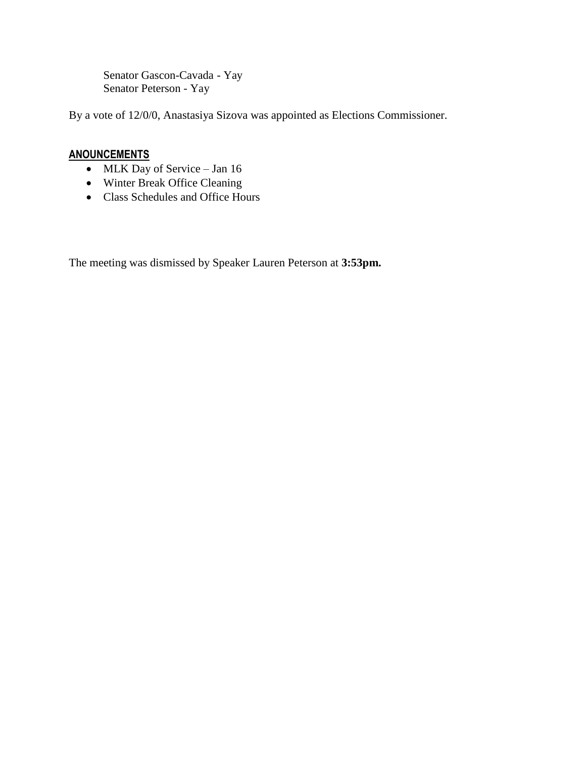Senator Gascon-Cavada - Yay
Senator Peterson - Yay

By a vote of 12/0/0, Anastasiya Sizova was appointed as Elections Commissioner.

## ANOUNCEMENTS

- MLK Day of Service – Jan 16
- Winter Break Office Cleaning
- Class Schedules and Office Hours

The meeting was dismissed by Speaker Lauren Peterson at **3:53pm.**